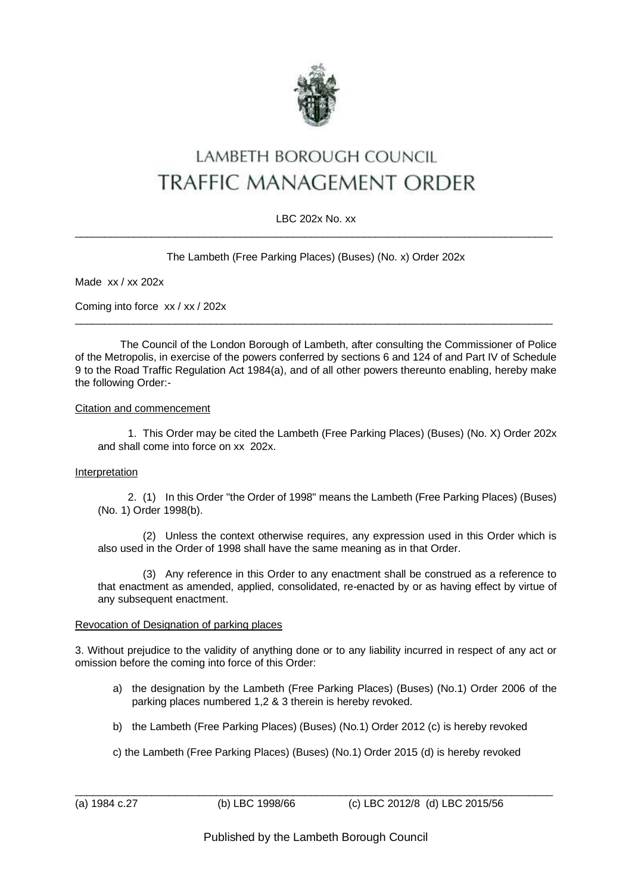# LAMBETH BOROUGH COUNCIL
# TRAFFIC MANAGEMENT ORDER

LBC 202x No. xx

---

The Lambeth (Free Parking Places) (Buses) (No. x) Order 202x

Made xx / xx 202x

Coming into force xx / xx / 202x

---

The Council of the London Borough of Lambeth, after consulting the Commissioner of Police of the Metropolis, in exercise of the powers conferred by sections 6 and 124 of and Part IV of Schedule 9 to the Road Traffic Regulation Act 1984(a), and of all other powers thereunto enabling, hereby make the following Order:-

Citation and commencement

1. This Order may be cited the Lambeth (Free Parking Places) (Buses) (No. X) Order 202x and shall come into force on xx 202x.

Interpretation

2. (1) In this Order "the Order of 1998" means the Lambeth (Free Parking Places) (Buses) (No. 1) Order 1998(b).

(2) Unless the context otherwise requires, any expression used in this Order which is also used in the Order of 1998 shall have the same meaning as in that Order.

(3) Any reference in this Order to any enactment shall be construed as a reference to that enactment as amended, applied, consolidated, re-enacted by or as having effect by virtue of any subsequent enactment.

Revocation of Designation of parking places

3. Without prejudice to the validity of anything done or to any liability incurred in respect of any act or omission before the coming into force of this Order:

a) the designation by the Lambeth (Free Parking Places) (Buses) (No.1) Order 2006 of the parking places numbered 1,2 & 3 therein is hereby revoked.

b) the Lambeth (Free Parking Places) (Buses) (No.1) Order 2012 (c) is hereby revoked

c) the Lambeth (Free Parking Places) (Buses) (No.1) Order 2015 (d) is hereby revoked

---

(a) 1984 c.27 (b) LBC 1998/66 (c) LBC 2012/8 (d) LBC 2015/56

Published by the Lambeth Borough Council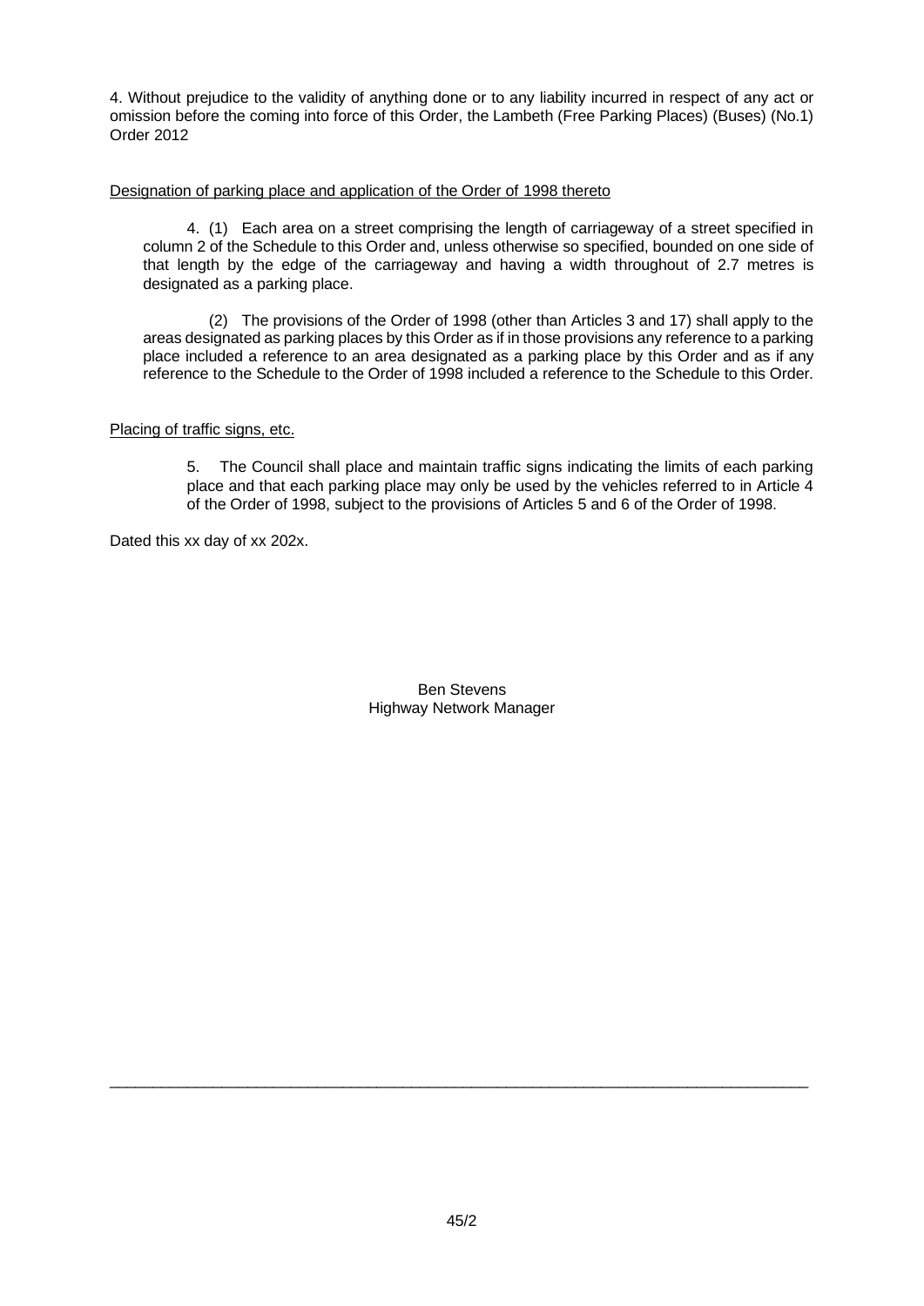4. Without prejudice to the validity of anything done or to any liability incurred in respect of any act or omission before the coming into force of this Order, the Lambeth (Free Parking Places) (Buses) (No.1) Order 2012

Designation of parking place and application of the Order of 1998 thereto

4. (1) Each area on a street comprising the length of carriageway of a street specified in column 2 of the Schedule to this Order and, unless otherwise so specified, bounded on one side of that length by the edge of the carriageway and having a width throughout of 2.7 metres is designated as a parking place.

(2) The provisions of the Order of 1998 (other than Articles 3 and 17) shall apply to the areas designated as parking places by this Order as if in those provisions any reference to a parking place included a reference to an area designated as a parking place by this Order and as if any reference to the Schedule to the Order of 1998 included a reference to the Schedule to this Order.

Placing of traffic signs, etc.

5. The Council shall place and maintain traffic signs indicating the limits of each parking place and that each parking place may only be used by the vehicles referred to in Article 4 of the Order of 1998, subject to the provisions of Articles 5 and 6 of the Order of 1998.

Dated this xx day of xx 202x.

Ben Stevens
Highway Network Manager

45/2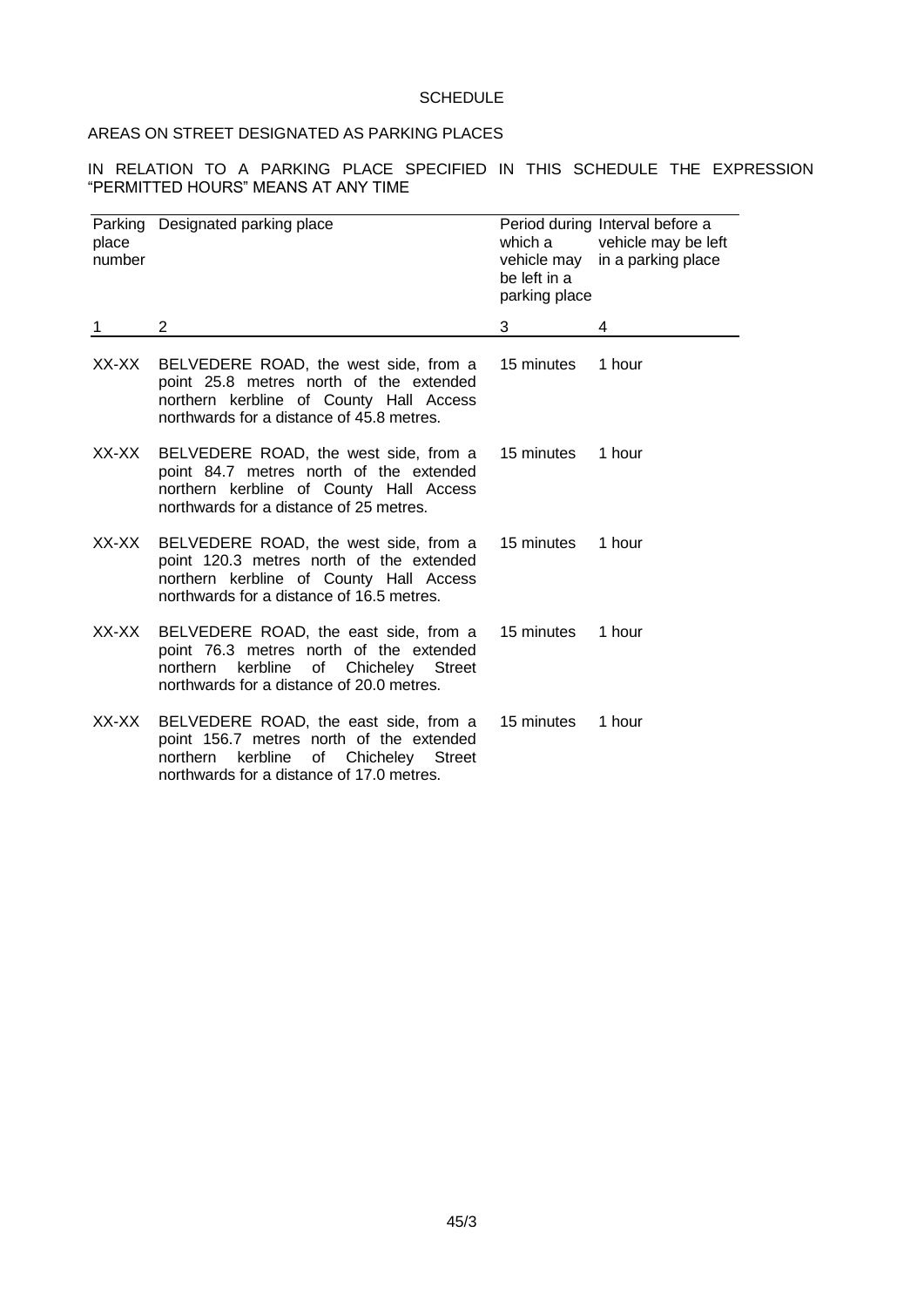SCHEDULE

AREAS ON STREET DESIGNATED AS PARKING PLACES

IN RELATION TO A PARKING PLACE SPECIFIED IN THIS SCHEDULE THE EXPRESSION "PERMITTED HOURS" MEANS AT ANY TIME

| Parking place number | Designated parking place | Period during which a vehicle may be left in a parking place | Interval before a vehicle may be left in a parking place |
|---|---|---|---|
| 1 | 2 | 3 | 4 |
| XX-XX | BELVEDERE ROAD, the west side, from a point 25.8 metres north of the extended northern kerbline of County Hall Access northwards for a distance of 45.8 metres. | 15 minutes | 1 hour |
| XX-XX | BELVEDERE ROAD, the west side, from a point 84.7 metres north of the extended northern kerbline of County Hall Access northwards for a distance of 25 metres. | 15 minutes | 1 hour |
| XX-XX | BELVEDERE ROAD, the west side, from a point 120.3 metres north of the extended northern kerbline of County Hall Access northwards for a distance of 16.5 metres. | 15 minutes | 1 hour |
| XX-XX | BELVEDERE ROAD, the east side, from a point 76.3 metres north of the extended northern kerbline of Chicheley Street northwards for a distance of 20.0 metres. | 15 minutes | 1 hour |
| XX-XX | BELVEDERE ROAD, the east side, from a point 156.7 metres north of the extended northern kerbline of Chicheley Street northwards for a distance of 17.0 metres. | 15 minutes | 1 hour |

45/3